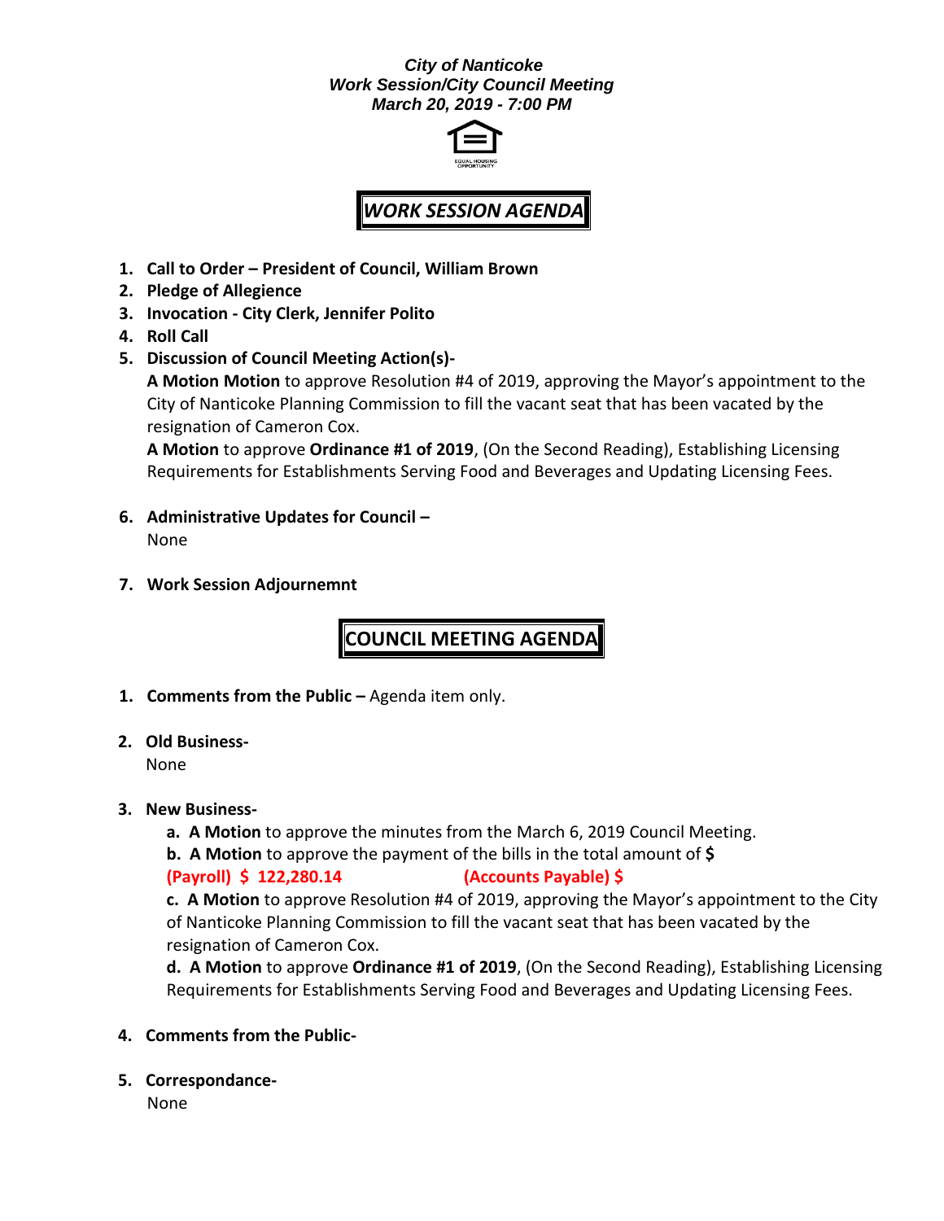***City of Nanticoke***
***Work Session/City Council Meeting***
***March 20, 2019 - 7:00 PM***

## ***WORK SESSION AGENDA***

1. **Call to Order – President of Council, William Brown**
2. **Pledge of Allegience**
3. **Invocation - City Clerk, Jennifer Polito**
4. **Roll Call**
5. **Discussion of Council Meeting Action(s)-**

   **A Motion Motion** to approve Resolution #4 of 2019, approving the Mayor's appointment to the City of Nanticoke Planning Commission to fill the vacant seat that has been vacated by the resignation of Cameron Cox.

   **A Motion** to approve **Ordinance #1 of 2019**, (On the Second Reading), Establishing Licensing Requirements for Establishments Serving Food and Beverages and Updating Licensing Fees.

6. **Administrative Updates for Council –**

   None

7. **Work Session Adjournemnt**

## **COUNCIL MEETING AGENDA**

1. **Comments from the Public –** Agenda item only.

2. **Old Business-**

   None

3. **New Business-**

   **a. A Motion** to approve the minutes from the March 6, 2019 Council Meeting.

   **b. A Motion** to approve the payment of the bills in the total amount of **$**
   **(Payroll) $ 122,280.14** **(Accounts Payable) $**

   **c. A Motion** to approve Resolution #4 of 2019, approving the Mayor's appointment to the City of Nanticoke Planning Commission to fill the vacant seat that has been vacated by the resignation of Cameron Cox.

   **d. A Motion** to approve **Ordinance #1 of 2019**, (On the Second Reading), Establishing Licensing Requirements for Establishments Serving Food and Beverages and Updating Licensing Fees.

4. **Comments from the Public-**

5. **Correspondance-**

   None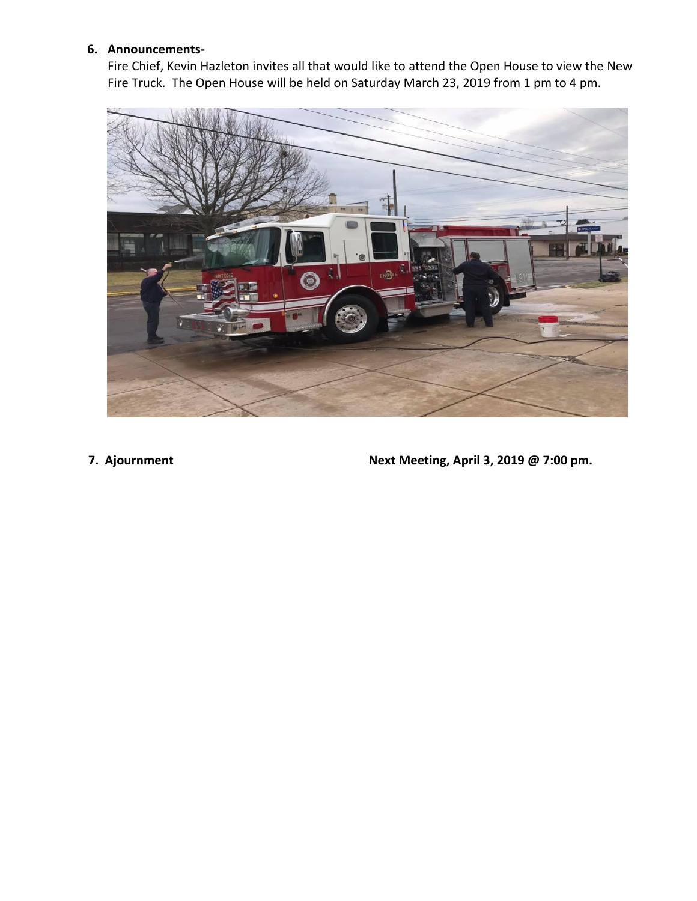6. **Announcements-**
   Fire Chief, Kevin Hazleton invites all that would like to attend the Open House to view the New Fire Truck. The Open House will be held on Saturday March 23, 2019 from 1 pm to 4 pm.

7. **Ajournment** **Next Meeting, April 3, 2019 @ 7:00 pm.**